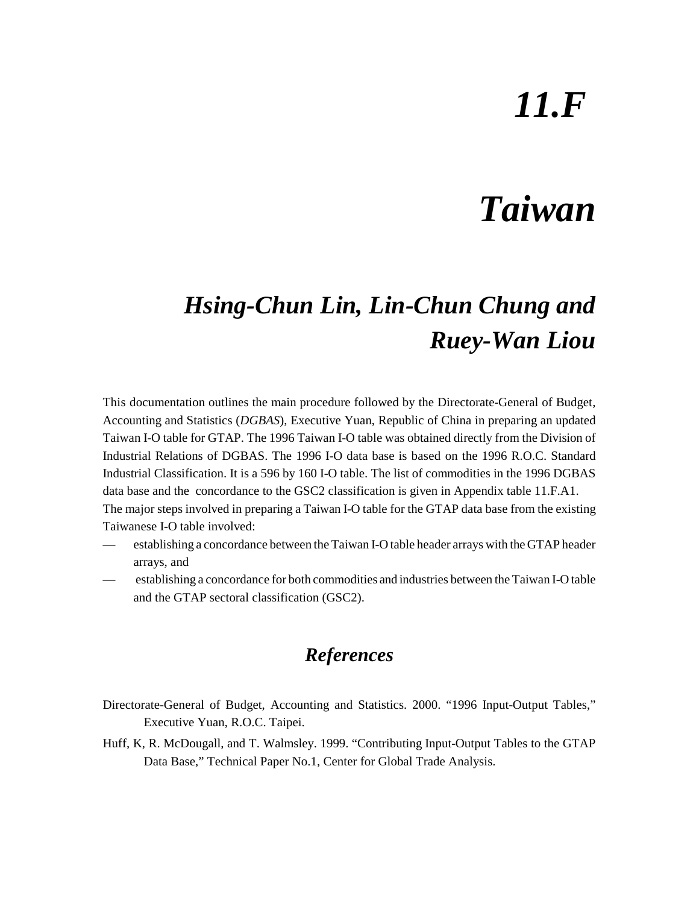# *11.F*

# *Taiwan*

## *Hsing-Chun Lin, Lin-Chun Chung and Ruey-Wan Liou*

This documentation outlines the main procedure followed by the Directorate-General of Budget, Accounting and Statistics (*DGBAS*), Executive Yuan, Republic of China in preparing an updated Taiwan I-O table for GTAP. The 1996 Taiwan I-O table was obtained directly from the Division of Industrial Relations of DGBAS. The 1996 I-O data base is based on the 1996 R.O.C. Standard Industrial Classification. It is a 596 by 160 I-O table. The list of commodities in the 1996 DGBAS data base and the concordance to the GSC2 classification is given in Appendix table 11.F.A1.
The major steps involved in preparing a Taiwan I-O table for the GTAP data base from the existing Taiwanese I-O table involved:

— establishing a concordance between the Taiwan I-O table header arrays with the GTAP header arrays, and

— establishing a concordance for both commodities and industries between the Taiwan I-O table and the GTAP sectoral classification (GSC2).

## *References*

Directorate-General of Budget, Accounting and Statistics. 2000. "1996 Input-Output Tables," Executive Yuan, R.O.C. Taipei.

Huff, K, R. McDougall, and T. Walmsley. 1999. "Contributing Input-Output Tables to the GTAP Data Base," Technical Paper No.1, Center for Global Trade Analysis.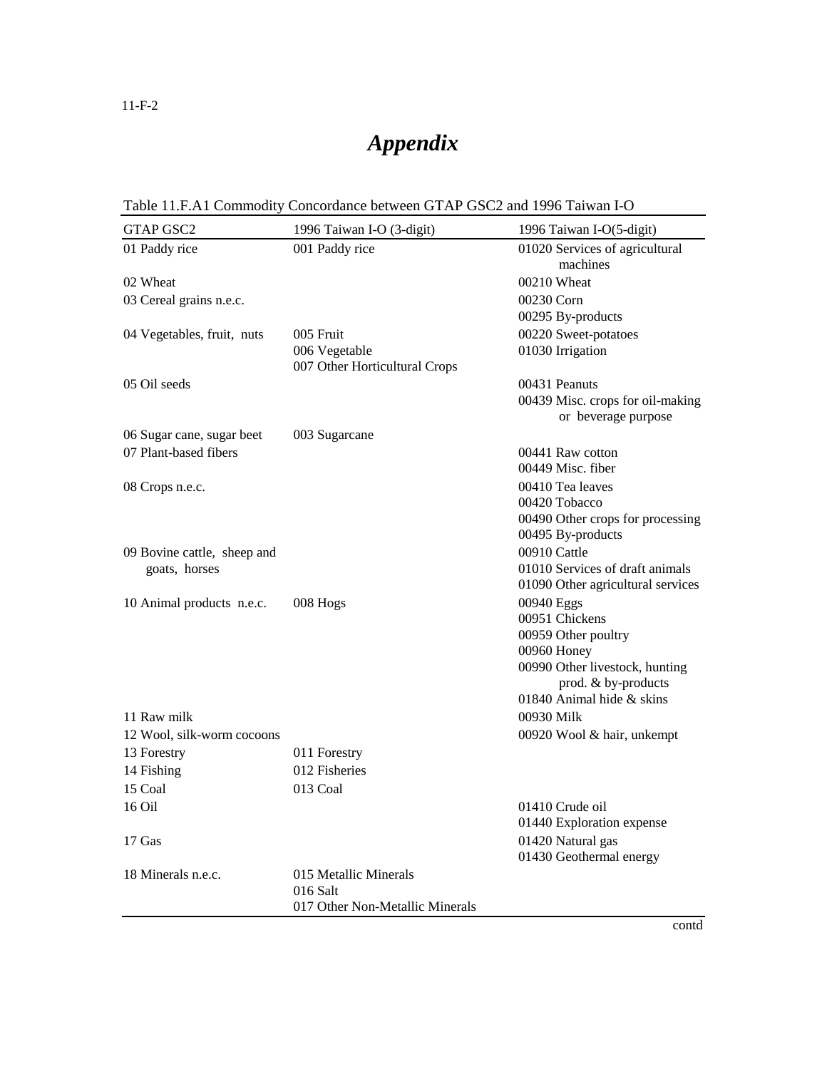# *Appendix*

Table 11.F.A1 Commodity Concordance between GTAP GSC2 and 1996 Taiwan I-O

| GTAP GSC2 | 1996 Taiwan I-O (3-digit) | 1996 Taiwan I-O(5-digit) |
|---|---|---|
| 01 Paddy rice | 001 Paddy rice | 01020 Services of agricultural machines |
| 02 Wheat | | 00210 Wheat |
| 03 Cereal grains n.e.c. | | 00230 Corn<br>00295 By-products |
| 04 Vegetables, fruit, nuts | 005 Fruit<br>006 Vegetable<br>007 Other Horticultural Crops | 00220 Sweet-potatoes<br>01030 Irrigation |
| 05 Oil seeds | | 00431 Peanuts<br>00439 Misc. crops for oil-making or beverage purpose |
| 06 Sugar cane, sugar beet | 003 Sugarcane | |
| 07 Plant-based fibers | | 00441 Raw cotton<br>00449 Misc. fiber |
| 08 Crops n.e.c. | | 00410 Tea leaves<br>00420 Tobacco<br>00490 Other crops for processing<br>00495 By-products |
| 09 Bovine cattle, sheep and goats, horses | | 00910 Cattle<br>01010 Services of draft animals<br>01090 Other agricultural services |
| 10 Animal products n.e.c. | 008 Hogs | 00940 Eggs<br>00951 Chickens<br>00959 Other poultry<br>00960 Honey<br>00990 Other livestock, hunting prod. & by-products<br>01840 Animal hide & skins |
| 11 Raw milk | | 00930 Milk |
| 12 Wool, silk-worm cocoons | | 00920 Wool & hair, unkempt |
| 13 Forestry | 011 Forestry | |
| 14 Fishing | 012 Fisheries | |
| 15 Coal | 013 Coal | |
| 16 Oil | | 01410 Crude oil<br>01440 Exploration expense |
| 17 Gas | | 01420 Natural gas<br>01430 Geothermal energy |
| 18 Minerals n.e.c. | 015 Metallic Minerals<br>016 Salt<br>017 Other Non-Metallic Minerals | |

contd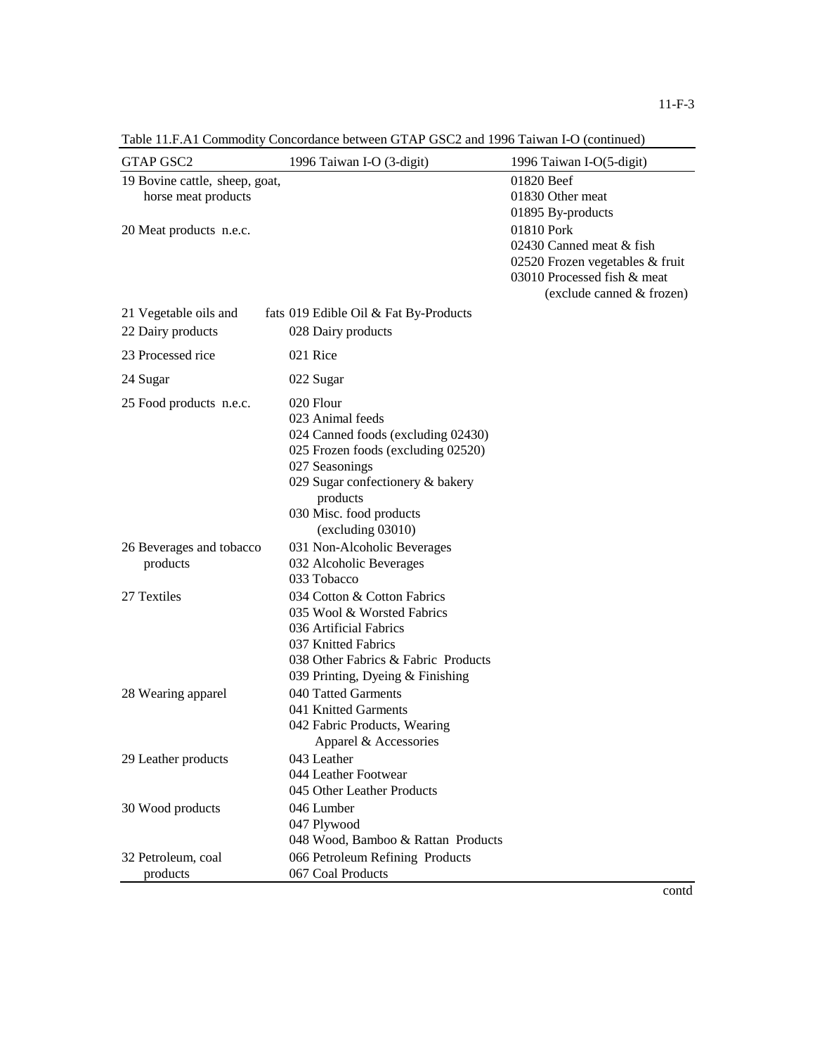Table 11.F.A1 Commodity Concordance between GTAP GSC2 and 1996 Taiwan I-O (continued)

| GTAP GSC2 | 1996 Taiwan I-O (3-digit) | 1996 Taiwan I-O(5-digit) |
|---|---|---|
| 19 Bovine cattle, sheep, goat, horse meat products | | 01820 Beef<br>01830 Other meat<br>01895 By-products |
| 20 Meat products n.e.c. | | 01810 Pork<br>02430 Canned meat & fish<br>02520 Frozen vegetables & fruit<br>03010 Processed fish & meat (exclude canned & frozen) |
| 21 Vegetable oils and fats | 019 Edible Oil & Fat By-Products | |
| 22 Dairy products | 028 Dairy products | |
| 23 Processed rice | 021 Rice | |
| 24 Sugar | 022 Sugar | |
| 25 Food products n.e.c. | 020 Flour<br>023 Animal feeds<br>024 Canned foods (excluding 02430)<br>025 Frozen foods (excluding 02520)<br>027 Seasonings<br>029 Sugar confectionery & bakery products<br>030 Misc. food products (excluding 03010) | |
| 26 Beverages and tobacco products | 031 Non-Alcoholic Beverages<br>032 Alcoholic Beverages<br>033 Tobacco | |
| 27 Textiles | 034 Cotton & Cotton Fabrics<br>035 Wool & Worsted Fabrics<br>036 Artificial Fabrics<br>037 Knitted Fabrics<br>038 Other Fabrics & Fabric Products<br>039 Printing, Dyeing & Finishing | |
| 28 Wearing apparel | 040 Tatted Garments<br>041 Knitted Garments<br>042 Fabric Products, Wearing Apparel & Accessories | |
| 29 Leather products | 043 Leather<br>044 Leather Footwear<br>045 Other Leather Products | |
| 30 Wood products | 046 Lumber<br>047 Plywood<br>048 Wood, Bamboo & Rattan Products | |
| 32 Petroleum, coal products | 066 Petroleum Refining Products<br>067 Coal Products | |

contd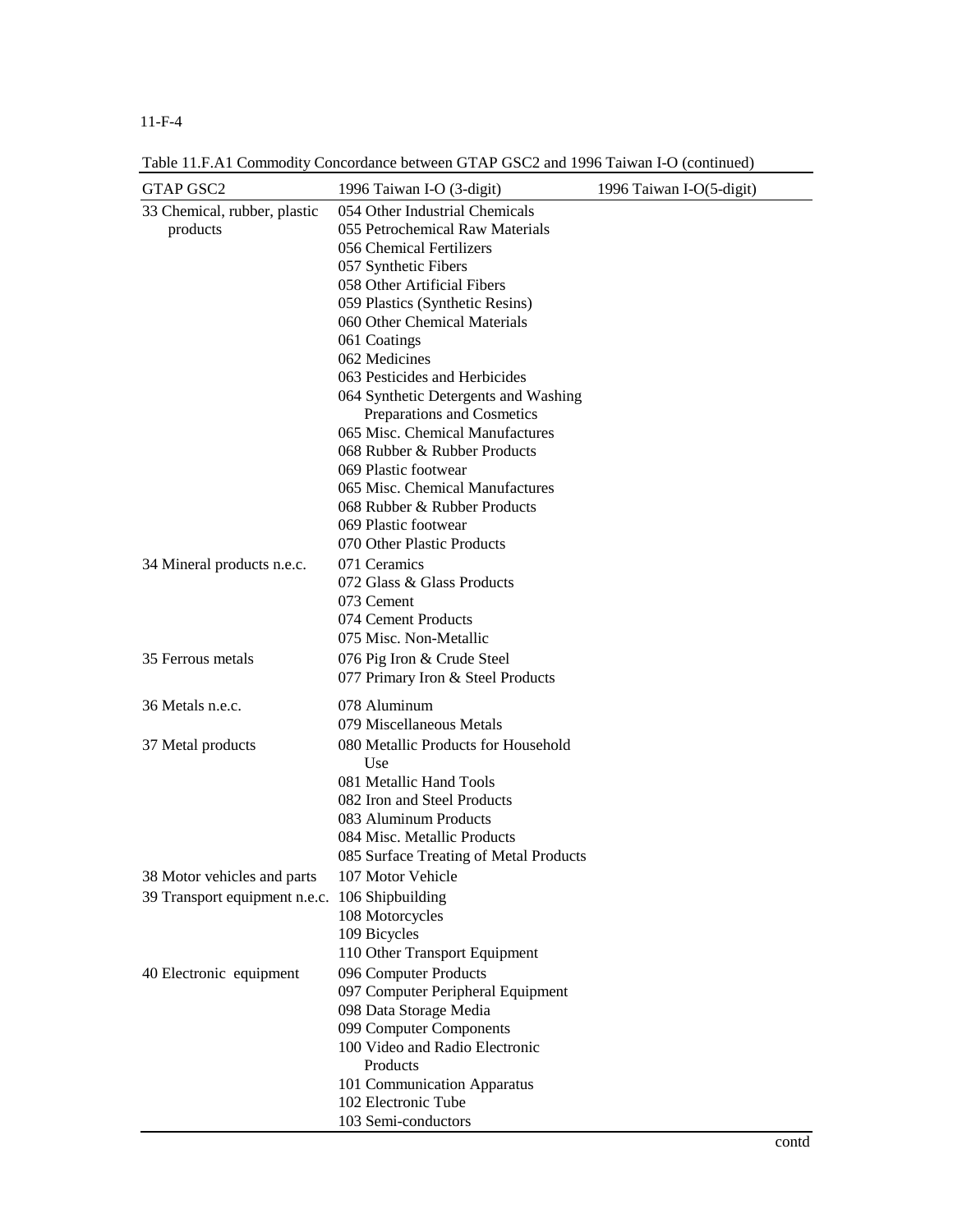Table 11.F.A1 Commodity Concordance between GTAP GSC2 and 1996 Taiwan I-O (continued)

| GTAP GSC2 | 1996 Taiwan I-O (3-digit) | 1996 Taiwan I-O(5-digit) |
|---|---|---|
| 33 Chemical, rubber, plastic products | 054 Other Industrial Chemicals | |
| | 055 Petrochemical Raw Materials | |
| | 056 Chemical Fertilizers | |
| | 057 Synthetic Fibers | |
| | 058 Other Artificial Fibers | |
| | 059 Plastics (Synthetic Resins) | |
| | 060 Other Chemical Materials | |
| | 061 Coatings | |
| | 062 Medicines | |
| | 063 Pesticides and Herbicides | |
| | 064 Synthetic Detergents and Washing Preparations and Cosmetics | |
| | 065 Misc. Chemical Manufactures | |
| | 068 Rubber & Rubber Products | |
| | 069 Plastic footwear | |
| | 065 Misc. Chemical Manufactures | |
| | 068 Rubber & Rubber Products | |
| | 069 Plastic footwear | |
| | 070 Other Plastic Products | |
| 34 Mineral products n.e.c. | 071 Ceramics | |
| | 072 Glass & Glass Products | |
| | 073 Cement | |
| | 074 Cement Products | |
| | 075 Misc. Non-Metallic | |
| 35 Ferrous metals | 076 Pig Iron & Crude Steel | |
| | 077 Primary Iron & Steel Products | |
| 36 Metals n.e.c. | 078 Aluminum | |
| | 079 Miscellaneous Metals | |
| 37 Metal products | 080 Metallic Products for Household Use | |
| | 081 Metallic Hand Tools | |
| | 082 Iron and Steel Products | |
| | 083 Aluminum Products | |
| | 084 Misc. Metallic Products | |
| | 085 Surface Treating of Metal Products | |
| 38 Motor vehicles and parts | 107 Motor Vehicle | |
| 39 Transport equipment n.e.c. | 106 Shipbuilding | |
| | 108 Motorcycles | |
| | 109 Bicycles | |
| | 110 Other Transport Equipment | |
| 40 Electronic equipment | 096 Computer Products | |
| | 097 Computer Peripheral Equipment | |
| | 098 Data Storage Media | |
| | 099 Computer Components | |
| | 100 Video and Radio Electronic Products | |
| | 101 Communication Apparatus | |
| | 102 Electronic Tube | |
| | 103 Semi-conductors | |

contd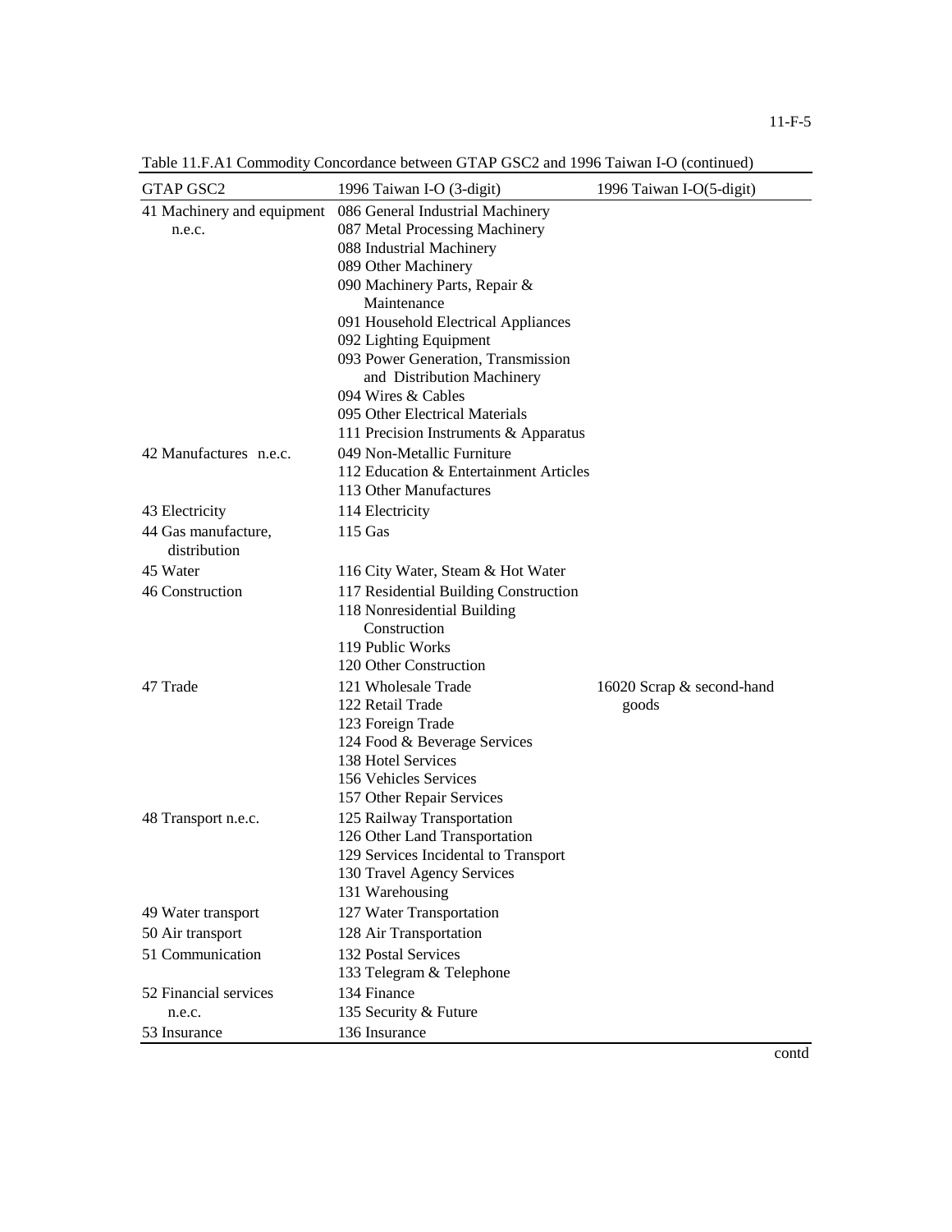Table 11.F.A1 Commodity Concordance between GTAP GSC2 and 1996 Taiwan I-O (continued)

| GTAP GSC2 | 1996 Taiwan I-O (3-digit) | 1996 Taiwan I-O(5-digit) |
|---|---|---|
| 41 Machinery and equipment n.e.c. | 086 General Industrial Machinery<br>087 Metal Processing Machinery<br>088 Industrial Machinery<br>089 Other Machinery<br>090 Machinery Parts, Repair & Maintenance<br>091 Household Electrical Appliances<br>092 Lighting Equipment<br>093 Power Generation, Transmission and Distribution Machinery<br>094 Wires & Cables<br>095 Other Electrical Materials<br>111 Precision Instruments & Apparatus | |
| 42 Manufactures n.e.c. | 049 Non-Metallic Furniture<br>112 Education & Entertainment Articles<br>113 Other Manufactures | |
| 43 Electricity | 114 Electricity | |
| 44 Gas manufacture, distribution | 115 Gas | |
| 45 Water | 116 City Water, Steam & Hot Water | |
| 46 Construction | 117 Residential Building Construction<br>118 Nonresidential Building Construction<br>119 Public Works<br>120 Other Construction | |
| 47 Trade | 121 Wholesale Trade<br>122 Retail Trade<br>123 Foreign Trade<br>124 Food & Beverage Services<br>138 Hotel Services<br>156 Vehicles Services<br>157 Other Repair Services | 16020 Scrap & second-hand goods |
| 48 Transport n.e.c. | 125 Railway Transportation<br>126 Other Land Transportation<br>129 Services Incidental to Transport<br>130 Travel Agency Services<br>131 Warehousing | |
| 49 Water transport | 127 Water Transportation | |
| 50 Air transport | 128 Air Transportation | |
| 51 Communication | 132 Postal Services<br>133 Telegram & Telephone | |
| 52 Financial services n.e.c. | 134 Finance<br>135 Security & Future | |
| 53 Insurance | 136 Insurance | |

contd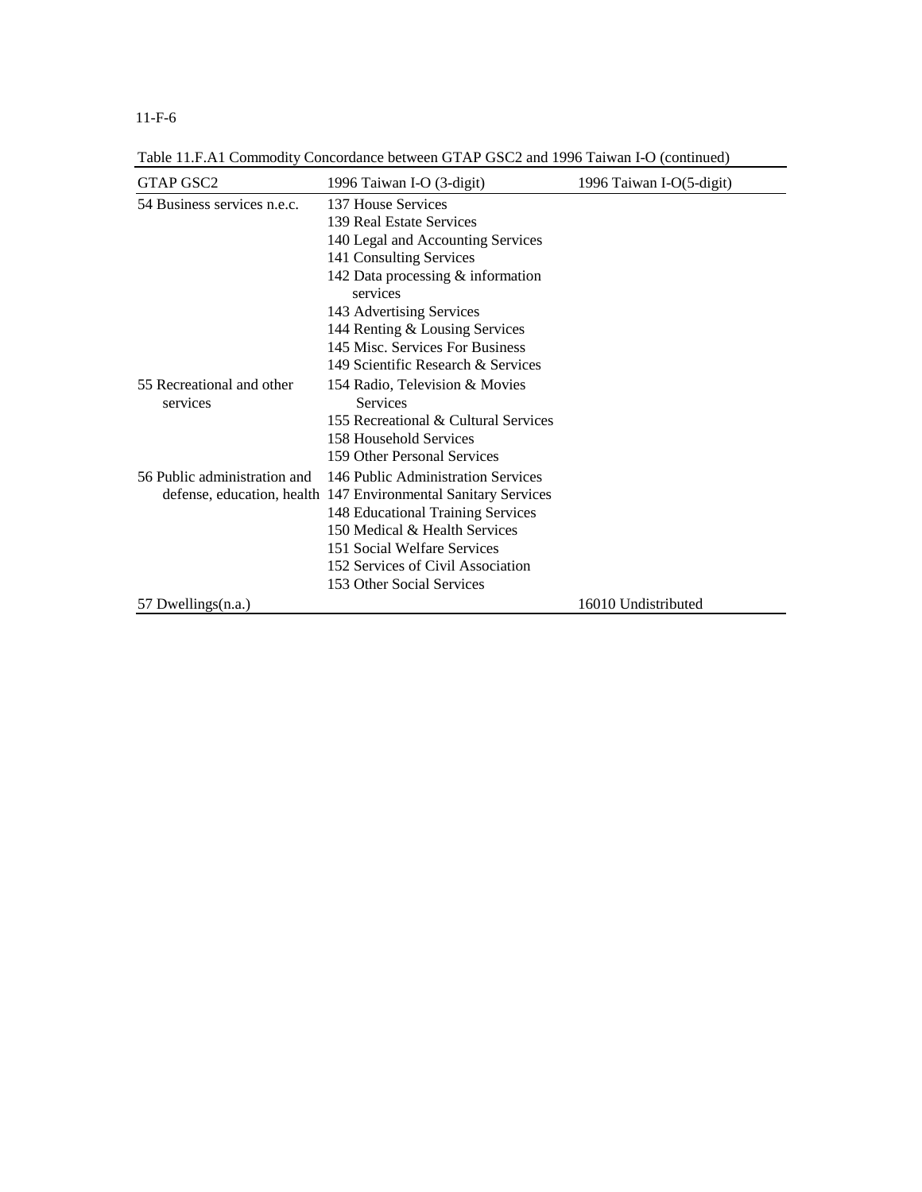Table 11.F.A1 Commodity Concordance between GTAP GSC2 and 1996 Taiwan I-O (continued)

| GTAP GSC2 | 1996 Taiwan I-O (3-digit) | 1996 Taiwan I-O(5-digit) |
|---|---|---|
| 54 Business services n.e.c. | 137 House Services | |
| | 139 Real Estate Services | |
| | 140 Legal and Accounting Services | |
| | 141 Consulting Services | |
| | 142 Data processing & information services | |
| | 143 Advertising Services | |
| | 144 Renting & Lousing Services | |
| | 145 Misc. Services For Business | |
| | 149 Scientific Research & Services | |
| 55 Recreational and other services | 154 Radio, Television & Movies Services | |
| | 155 Recreational & Cultural Services | |
| | 158 Household Services | |
| | 159 Other Personal Services | |
| 56 Public administration and defense, education, health | 146 Public Administration Services | |
| | 147 Environmental Sanitary Services | |
| | 148 Educational Training Services | |
| | 150 Medical & Health Services | |
| | 151 Social Welfare Services | |
| | 152 Services of Civil Association | |
| | 153 Other Social Services | |
| 57 Dwellings(n.a.) | | 16010 Undistributed |